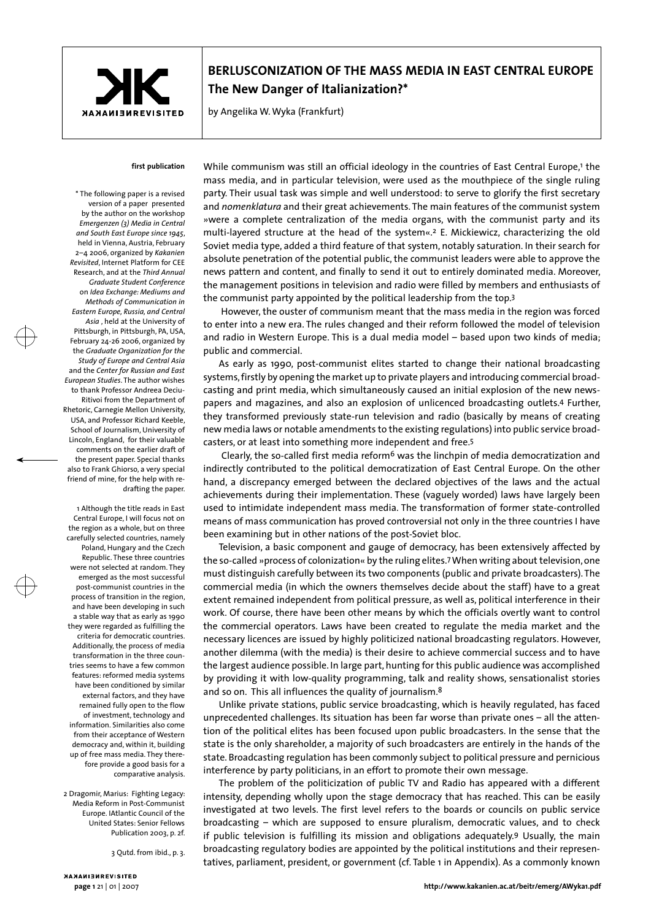# BERLUSCONIZATION OF THE MASS MEDIA IN EAST CENTRAL EUROPE

## The New Danger of Italianization?*

by Angelika W. Wyka (Frankfurt)

**first publication**

While communism was still an official ideology in the countries of East Central Europe,[1] the mass media, and in particular television, were used as the mouthpiece of the single ruling party. Their usual task was simple and well understood: to serve to glorify the first secretary and *nomenklatura* and their great achievements. The main features of the communist system »were a complete centralization of the media organs, with the communist party and its multi-layered structure at the head of the system«.[2] E. Mickiewicz, characterizing the old Soviet media type, added a third feature of that system, notably saturation. In their search for absolute penetration of the potential public, the communist leaders were able to approve the news pattern and content, and finally to send it out to entirely dominated media. Moreover, the management positions in television and radio were filled by members and enthusiasts of the communist party appointed by the political leadership from the top.[3]

However, the ouster of communism meant that the mass media in the region was forced to enter into a new era. The rules changed and their reform followed the model of television and radio in Western Europe. This is a dual media model – based upon two kinds of media; public and commercial.

As early as 1990, post-communist elites started to change their national broadcasting systems, firstly by opening the market up to private players and introducing commercial broadcasting and print media, which simultaneously caused an initial explosion of the new newspapers and magazines, and also an explosion of unlicenced broadcasting outlets.[4] Further, they transformed previously state-run television and radio (basically by means of creating new media laws or notable amendments to the existing regulations) into public service broadcasters, or at least into something more independent and free.[5]

Clearly, the so-called first media reform[6] was the linchpin of media democratization and indirectly contributed to the political democratization of East Central Europe. On the other hand, a discrepancy emerged between the declared objectives of the laws and the actual achievements during their implementation. These (vaguely worded) laws have largely been used to intimidate independent mass media. The transformation of former state-controlled means of mass communication has proved controversial not only in the three countries I have been examining but in other nations of the post-Soviet bloc.

Television, a basic component and gauge of democracy, has been extensively affected by the so-called »process of colonization« by the ruling elites.[7] When writing about television, one must distinguish carefully between its two components (public and private broadcasters). The commercial media (in which the owners themselves decide about the staff) have to a great extent remained independent from political pressure, as well as, political interference in their work. Of course, there have been other means by which the officials overtly want to control the commercial operators. Laws have been created to regulate the media market and the necessary licences are issued by highly politicized national broadcasting regulators. However, another dilemma (with the media) is their desire to achieve commercial success and to have the largest audience possible. In large part, hunting for this public audience was accomplished by providing it with low-quality programming, talk and reality shows, sensationalist stories and so on. This all influences the quality of journalism.[8]

Unlike private stations, public service broadcasting, which is heavily regulated, has faced unprecedented challenges. Its situation has been far worse than private ones – all the attention of the political elites has been focused upon public broadcasters. In the sense that the state is the only shareholder, a majority of such broadcasters are entirely in the hands of the state. Broadcasting regulation has been commonly subject to political pressure and pernicious interference by party politicians, in an effort to promote their own message.

The problem of the politicization of public TV and Radio has appeared with a different intensity, depending wholly upon the stage democracy that has reached. This can be easily investigated at two levels. The first level refers to the boards or councils on public service broadcasting – which are supposed to ensure pluralism, democratic values, and to check if public television is fulfilling its mission and obligations adequately.[9] Usually, the main broadcasting regulatory bodies are appointed by the political institutions and their representatives, parliament, president, or government (cf. Table 1 in Appendix). As a commonly known

---

\* The following paper is a revised version of a paper presented by the author on the workshop *Emergenzen (3) Media in Central and South East Europe since 1945*, held in Vienna, Austria, February 2–4 2006, organized by *Kakanien Revisited*, Internet Platform for CEE Research, and at the *Third Annual Graduate Student Conference* on *Idea Exchange: Mediums and Methods of Communication in Eastern Europe, Russia, and Central Asia* , held at the University of Pittsburgh, in Pittsburgh, PA, USA, February 24-26 2006, organized by the *Graduate Organization for the Study of Europe and Central Asia* and the *Center for Russian and East European Studies*. The author wishes to thank Professor Andreea Deciu-Ritivoi from the Department of Rhetoric, Carnegie Mellon University, USA, and Professor Richard Keeble, School of Journalism, University of Lincoln, England, for their valuable comments on the earlier draft of the present paper. Special thanks also to Frank Ghiorso, a very special friend of mine, for the help with re-drafting the paper.

1 Although the title reads in East Central Europe, I will focus not on the region as a whole, but on three carefully selected countries, namely Poland, Hungary and the Czech Republic. These three countries were not selected at random. They emerged as the most successful post-communist countries in the process of transition in the region, and have been developing in such a stable way that as early as 1990 they were regarded as fulfilling the criteria for democratic countries. Additionally, the process of media transformation in the three countries seems to have a few common features: reformed media systems have been conditioned by similar external factors, and they have remained fully open to the flow of investment, technology and information. Similarities also come from their acceptance of Western democracy and, within it, building up of free mass media. They therefore provide a good basis for a comparative analysis.

2 Dragomir, Marius: Fighting Legacy: Media Reform in Post-Communist Europe. IAtlantic Council of the United States: Senior Fellows Publication 2003, p. 2f.

3 Qutd. from ibid., p. 3.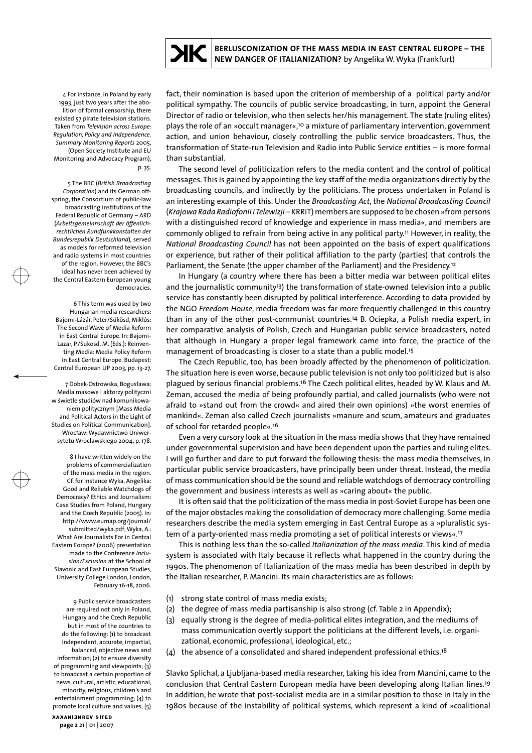fact, their nomination is based upon the criterion of membership of a political party and/or political sympathy. The councils of public service broadcasting, in turn, appoint the General Director of radio or television, who then selects her/his management. The state (ruling elites) plays the role of an »occult manager«,[10] a mixture of parliamentary intervention, government action, and union behaviour, closely controlling the public service broadcasters. Thus, the transformation of State-run Television and Radio into Public Service entities – is more formal than substantial.

The second level of politicization refers to the media content and the control of political messages. This is gained by appointing the key staff of the media organizations directly by the broadcasting councils, and indirectly by the politicians. The process undertaken in Poland is an interesting example of this. Under the *Broadcasting Act*, the *National Broadcasting Council* (*Krajowa Rada Radiofonii i Telewizji* – KRRiT) members are supposed to be chosen »from persons with a distinguished record of knowledge and experience in mass media«, and members are commonly obliged to refrain from being active in any political party.[11] However, in reality, the *National Broadcasting Council* has not been appointed on the basis of expert qualifications or experience, but rather of their political affiliation to the party (parties) that controls the Parliament, the Senate (the upper chamber of the Parliament) and the Presidency.[12]

In Hungary (a country where there has been a bitter media war between political elites and the journalistic community[13]) the transformation of state-owned television into a public service has constantly been disrupted by political interference. According to data provided by the NGO *Freedom House*, media freedom was far more frequently challenged in this country than in any of the other post-communist countries.[14] B. Ociepka, a Polish media expert, in her comparative analysis of Polish, Czech and Hungarian public service broadcasters, noted that although in Hungary a proper legal framework came into force, the practice of the management of broadcasting is closer to a state than a public model.[15]

The Czech Republic, too, has been broadly affected by the phenomenon of politicization. The situation here is even worse, because public television is not only too politicized but is also plagued by serious financial problems.[16] The Czech political elites, headed by W. Klaus and M. Zeman, accused the media of being profoundly partial, and called journalists (who were not afraid to »stand out from the crowd« and aired their own opinions) »the worst enemies of mankind«. Zeman also called Czech journalists »manure and scum, amateurs and graduates of school for retarded people«.[16]

Even a very cursory look at the situation in the mass media shows that they have remained under governmental supervision and have been dependent upon the parties and ruling elites. I will go further and dare to put forward the following thesis: the mass media themselves, in particular public service broadcasters, have principally been under threat. Instead, the media of mass communication should be the sound and reliable watchdogs of democracy controlling the government and business interests as well as »caring about« the public.

It is often said that the politicization of the mass media in post-Soviet Europe has been one of the major obstacles making the consolidation of democracy more challenging. Some media researchers describe the media system emerging in East Central Europe as a »pluralistic system of a party-oriented mass media promoting a set of political interests or views«.[17]

This is nothing less than the so-called *Italianization of the mass media*. This kind of media system is associated with Italy because it reflects what happened in the country during the 1990s. The phenomenon of Italianization of the mass media has been described in depth by the Italian researcher, P. Mancini. Its main characteristics are as follows:

(1) strong state control of mass media exists;
(2) the degree of mass media partisanship is also strong (cf. Table 2 in Appendix);
(3) equally strong is the degree of media-political elites integration, and the mediums of mass communication overtly support the politicians at the different levels, i.e. organizational, economic, professional, ideological, etc.;
(4) the absence of a consolidated and shared independent professional ethics.[18]

Slavko Splichal, a Ljubljana-based media researcher, taking his idea from Mancini, came to the conclusion that Central Eastern European media have been developing along Italian lines.[19] In addition, he wrote that post-socialist media are in a similar position to those in Italy in the 1980s because of the instability of political systems, which represent a kind of »coalitional

---

4 For instance, in Poland by early 1993, just two years after the abolition of formal censorship, there existed 57 pirate television stations. Taken from *Television across Europe: Regulation, Policy and Independence. Summary Monitoring Reports* 2005, (Open Society Institute and EU Monitoring and Advocacy Program), p. 35.

5 The BBC (*British Broadcasting Corporation*) and its German offspring, the Consortium of public-law broadcasting institutions of the Federal Republic of Germany – ARD (*Arbeitsgemeinnschaft der öffenlichrechtlichen Rundfunkkanstalten der Bundesrepublik Deutschland*), served as models for reformed television and radio systems in most countries of the region. However, the BBC's ideal has never been achieved by the Central Eastern European young democracies.

6 This term was used by two Hungarian media researchers: Bajomi-Lázár, Peter/Sükösd, Miklós: The Second Wave of Media Reform in East Central Europe. In: Bajomi-Lazar, P./Sukosd, M. (Eds.): Reinventing Media: Media Policy Reform in East Central Europe. Budapest: Central European UP 2003, pp. 13-27.

7 Dobek-Ostrowska, Bogusława: Media masowe i aktorzy polityczni w świetle studiów nad komunikowaniem politycznym [Mass Media and Political Actors in the Light of Studies on Political Communication]. Wrocław: Wydawnictwo Uniwersytetu Wrocławskiego 2004, p. 178.

8 I have written widely on the problems of commercialization of the mass media in the region. Cf. for instance Wyka, Angelika: Good and Reliable Watchdogs of Democracy? Ethics and Journalism: Case Studies from Poland, Hungary and the Czech Republic (2005). In: http://www.eumap.org/journal/submitted/wyka.pdf; Wyka, A.: What Are Journalists For in Central Eastern Eorope? (2006) presentation made to the Conference *Inclusion/Exclusion* at the School of Slavonic and East European Studies, University College London, London, February 16-18, 2006.

9 Public service broadcasters are required not only in Poland, Hungary and the Czech Republic but in most of the countries to do the following: (1) to broadcast independent, accurate, impartial, balanced, objective news and information; (2) to ensure diversity of programming and viewpoints; (3) to broadcast a certain proportion of news, cultural, artistic, educational, minority, religious, children's and entertainment programming; (4) to promote local culture and values; (5)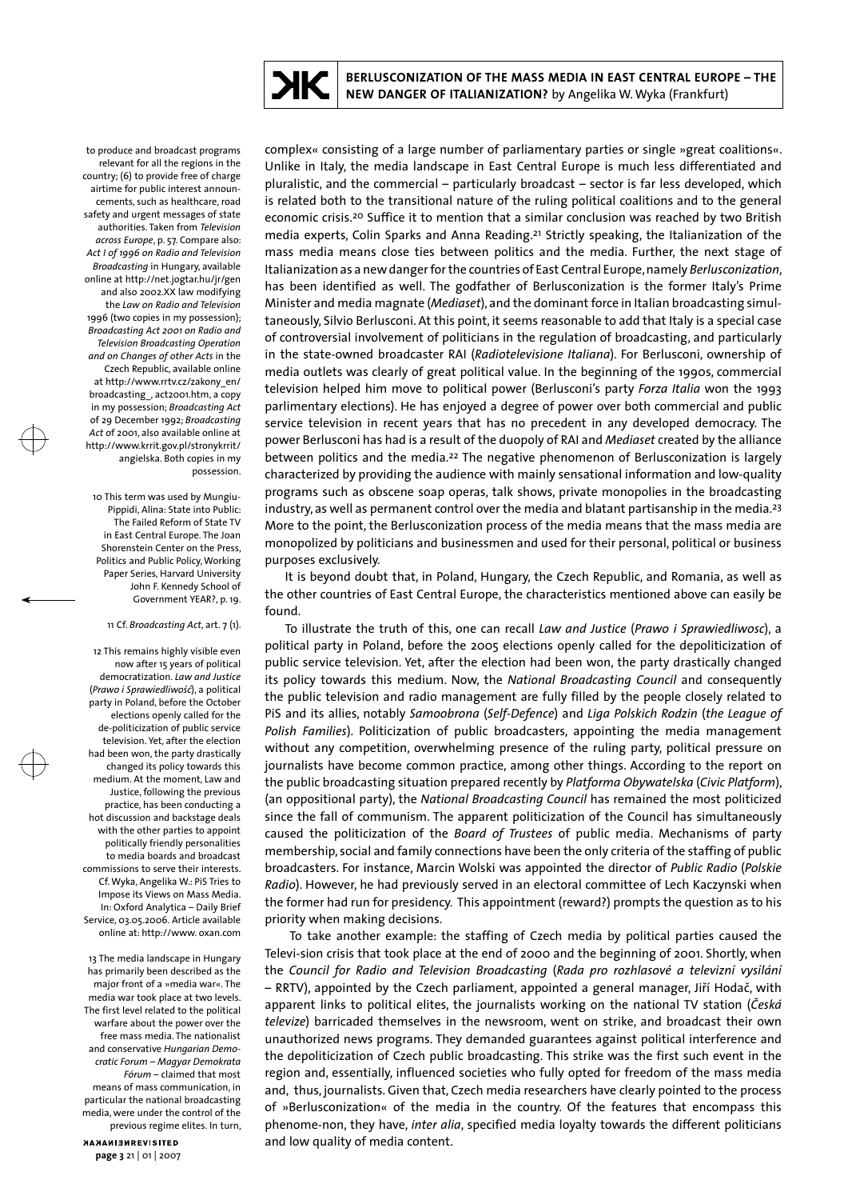complex« consisting of a large number of parliamentary parties or single »great coalitions«. Unlike in Italy, the media landscape in East Central Europe is much less differentiated and pluralistic, and the commercial – particularly broadcast – sector is far less developed, which is related both to the transitional nature of the ruling political coalitions and to the general economic crisis.[20] Suffice it to mention that a similar conclusion was reached by two British media experts, Colin Sparks and Anna Reading.[21] Strictly speaking, the Italianization of the mass media means close ties between politics and the media. Further, the next stage of Italianization as a new danger for the countries of East Central Europe, namely *Berlusconization*, has been identified as well. The godfather of Berlusconization is the former Italy's Prime Minister and media magnate (*Mediaset*), and the dominant force in Italian broadcasting simultaneously, Silvio Berlusconi. At this point, it seems reasonable to add that Italy is a special case of controversial involvement of politicians in the regulation of broadcasting, and particularly in the state-owned broadcaster RAI (*Radiotelevisione Italiana*). For Berlusconi, ownership of media outlets was clearly of great political value. In the beginning of the 1990s, commercial television helped him move to political power (Berlusconi's party *Forza Italia* won the 1993 parlimentary elections). He has enjoyed a degree of power over both commercial and public service television in recent years that has no precedent in any developed democracy. The power Berlusconi has had is a result of the duopoly of RAI and *Mediaset* created by the alliance between politics and the media.[22] The negative phenomenon of Berlusconization is largely characterized by providing the audience with mainly sensational information and low-quality programs such as obscene soap operas, talk shows, private monopolies in the broadcasting industry, as well as permanent control over the media and blatant partisanship in the media.[23] More to the point, the Berlusconization process of the media means that the mass media are monopolized by politicians and businessmen and used for their personal, political or business purposes exclusively.

It is beyond doubt that, in Poland, Hungary, the Czech Republic, and Romania, as well as the other countries of East Central Europe, the characteristics mentioned above can easily be found.

To illustrate the truth of this, one can recall *Law and Justice* (*Prawo i Sprawiedliwosc*), a political party in Poland, before the 2005 elections openly called for the depoliticization of public service television. Yet, after the election had been won, the party drastically changed its policy towards this medium. Now, the *National Broadcasting Council* and consequently the public television and radio management are fully filled by the people closely related to PiS and its allies, notably *Samoobrona* (*Self-Defence*) and *Liga Polskich Rodzin* (*the League of Polish Families*). Politicization of public broadcasters, appointing the media management without any competition, overwhelming presence of the ruling party, political pressure on journalists have become common practice, among other things. According to the report on the public broadcasting situation prepared recently by *Platforma Obywatelska* (*Civic Platform*), (an oppositional party), the *National Broadcasting Council* has remained the most politicized since the fall of communism. The apparent politicization of the Council has simultaneously caused the politicization of the *Board of Trustees* of public media. Mechanisms of party membership, social and family connections have been the only criteria of the staffing of public broadcasters. For instance, Marcin Wolski was appointed the director of *Public Radio* (*Polskie Radio*). However, he had previously served in an electoral committee of Lech Kaczynski when the former had run for presidency. This appointment (reward?) prompts the question as to his priority when making decisions.

To take another example: the staffing of Czech media by political parties caused the Televi-sion crisis that took place at the end of 2000 and the beginning of 2001. Shortly, when the *Council for Radio and Television Broadcasting* (*Rada pro rozhlasové a televizní vysílání* – RRTV), appointed by the Czech parliament, appointed a general manager, Jiří Hodač, with apparent links to political elites, the journalists working on the national TV station (*Česká televize*) barricaded themselves in the newsroom, went on strike, and broadcast their own unauthorized news programs. They demanded guarantees against political interference and the depoliticization of Czech public broadcasting. This strike was the first such event in the region and, essentially, influenced societies who fully opted for freedom of the mass media and, thus, journalists. Given that, Czech media researchers have clearly pointed to the process of »Berlusconization« of the media in the country. Of the features that encompass this phenome-non, they have, *inter alia*, specified media loyalty towards the different politicians and low quality of media content.

---

to produce and broadcast programs relevant for all the regions in the country; (6) to provide free of charge airtime for public interest announcements, such as healthcare, road safety and urgent messages of state authorities. Taken from *Television across Europe*, p. 57. Compare also: *Act I of 1996 on Radio and Television Broadcasting* in Hungary, available online at http://net.jogtar.hu/jr/gen and also 2002.XX law modifying the *Law on Radio and Television* 1996 (two copies in my possession); *Broadcasting Act 2001 on Radio and Television Broadcasting Operation and on Changes of other Acts* in the Czech Republic, available online at http://www.rrtv.cz/zakony_en/broadcasting_, act2001.htm, a copy in my possession; *Broadcasting Act* of 29 December 1992; *Broadcasting Act* of 2001, also available online at http://www.krrit.gov.pl/stronykrrit/angielska. Both copies in my possession.

10 This term was used by Mungiu-Pippidi, Alina: State into Public: The Failed Reform of State TV in East Central Europe. The Joan Shorenstein Center on the Press, Politics and Public Policy, Working Paper Series, Harvard University John F. Kennedy School of Government YEAR?, p. 19.

11 Cf. *Broadcasting Act*, art. 7 (1).

12 This remains highly visible even now after 15 years of political democratization. *Law and Justice* (*Prawo i Sprawiedliwość*), a political party in Poland, before the October elections openly called for the de-politicization of public service television. Yet, after the election had been won, the party drastically changed its policy towards this medium. At the moment, Law and Justice, following the previous practice, has been conducting a hot discussion and backstage deals with the other parties to appoint politically friendly personalities to media boards and broadcast commissions to serve their interests. Cf. Wyka, Angelika W.: PiS Tries to Impose its Views on Mass Media. In: Oxford Analytica – Daily Brief Service, 03.05.2006. Article available online at: http://www. oxan.com

13 The media landscape in Hungary has primarily been described as the major front of a »media war«. The media war took place at two levels. The first level related to the political warfare about the power over the free mass media. The nationalist and conservative *Hungarian Democratic Forum – Magyar Demokrata Fórum* – claimed that most means of mass communication, in particular the national broadcasting media, were under the control of the previous regime elites. In turn,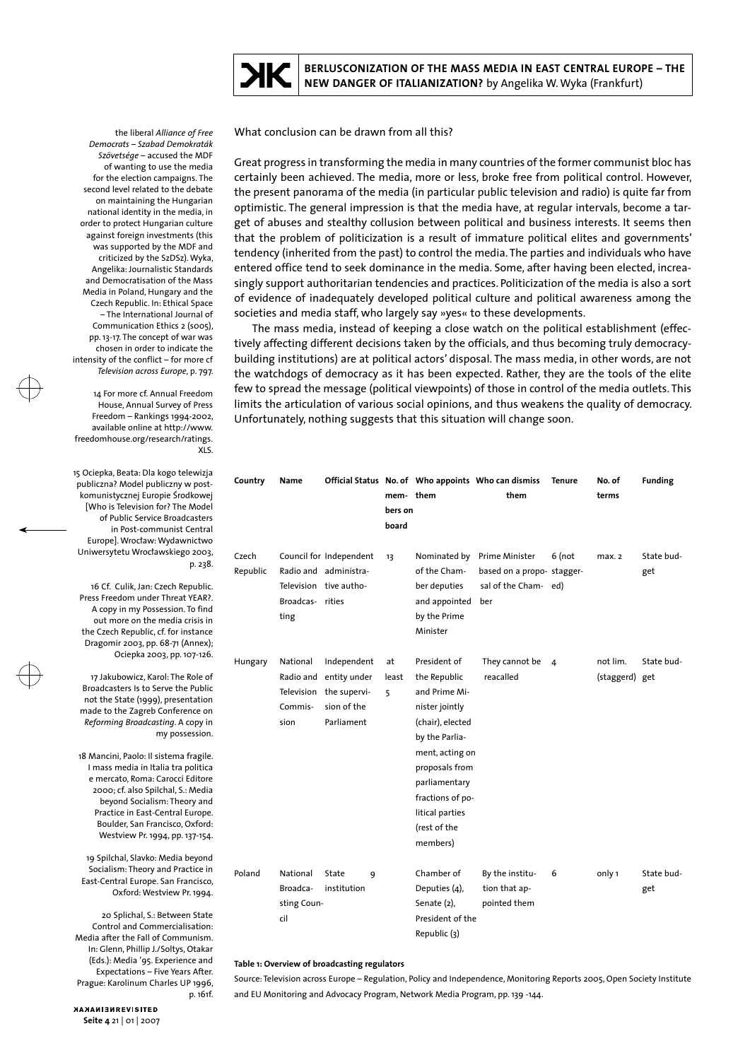the liberal *Alliance of Free Democrats – Szabad Demokraták Szövetsége* – accused the MDF of wanting to use the media for the election campaigns. The second level related to the debate on maintaining the Hungarian national identity in the media, in order to protect Hungarian culture against foreign investments (this was supported by the MDF and criticized by the SzDSz). Wyka, Angelika: Journalistic Standards and Democratisation of the Mass Media in Poland, Hungary and the Czech Republic. In: Ethical Space – The International Journal of Communication Ethics 2 (5005), pp. 13-17. The concept of war was chosen in order to indicate the intensity of the conflict – for more cf *Television across Europe*, p. 797.

14 For more cf. Annual Freedom House, Annual Survey of Press Freedom – Rankings 1994-2002, available online at http://www.freedomhouse.org/research/ratings.XLS.

15 Ociepka, Beata: Dla kogo telewizja publiczna? Model publiczny w postkomunistycznej Europie Środkowej [Who is Television for? The Model of Public Service Broadcasters in Post-communist Central Europe]. Wrocław: Wydawnictwo Uniwersytetu Wrocławskiego 2003, p. 238.

16 Cf. Culik, Jan: Czech Republic. Press Freedom under Threat YEAR?. A copy in my Possession. To find out more on the media crisis in the Czech Republic, cf. for instance Dragomir 2003, pp. 68-71 (Annex); Ociepka 2003, pp. 107-126.

17 Jakubowicz, Karol: The Role of Broadcasters Is to Serve the Public not the State (1999), presentation made to the Zagreb Conference on *Reforming Broadcasting*. A copy in my possession.

18 Mancini, Paolo: Il sistema fragile. I mass media in Italia tra politica e mercato, Roma: Carocci Editore 2000; cf. also Spilchal, S.: Media beyond Socialism: Theory and Practice in East-Central Europe. Boulder, San Francisco, Oxford: Westview Pr. 1994, pp. 137-154.

19 Spilchal, Slavko: Media beyond Socialism: Theory and Practice in East-Central Europe. San Francisco, Oxford: Westview Pr. 1994.

20 Splichal, S.: Between State Control and Commercialisation: Media after the Fall of Communism. In: Glenn, Phillip J./Soltys, Otakar (Eds.): Media '95. Experience and Expectations – Five Years After. Prague: Karolinum Charles UP 1996, p. 161f.

What conclusion can be drawn from all this?

Great progress in transforming the media in many countries of the former communist bloc has certainly been achieved. The media, more or less, broke free from political control. However, the present panorama of the media (in particular public television and radio) is quite far from optimistic. The general impression is that the media have, at regular intervals, become a target of abuses and stealthy collusion between political and business interests. It seems then that the problem of politicization is a result of immature political elites and governments' tendency (inherited from the past) to control the media. The parties and individuals who have entered office tend to seek dominance in the media. Some, after having been elected, increasingly support authoritarian tendencies and practices. Politicization of the media is also a sort of evidence of inadequately developed political culture and political awareness among the societies and media staff, who largely say »yes« to these developments.

The mass media, instead of keeping a close watch on the political establishment (effectively affecting different decisions taken by the officials, and thus becoming truly democracy-building institutions) are at political actors' disposal. The mass media, in other words, are not the watchdogs of democracy as it has been expected. Rather, they are the tools of the elite few to spread the message (political viewpoints) of those in control of the media outlets. This limits the articulation of various social opinions, and thus weakens the quality of democracy. Unfortunately, nothing suggests that this situation will change soon.

| Country | Name | Official Status | No. of members on board | Who appoints them | Who can dismiss them | Tenure | No. of terms | Funding |
|---|---|---|---|---|---|---|---|---|
| Czech Republic | Council for Radio and Television Broadcasting | Independent administrative authorities | 13 | Nominated by of the Chamber deputies and appointed by the Prime Minister | Prime Minister based on a proposal of the Chamber | 6 (not staggered) | max. 2 | State budget |
| Hungary | National Radio and Television Commission | Independent entity under the supervision of the Parliament | at least 5 | President of the Republic and Prime Minister jointly (chair), elected by the Parliament, acting on proposals from parliamentary fractions of political parties (rest of the members) | They cannot be reacalled | 4 | not lim. (staggerd) | State budget |
| Poland | National Broadcasting Council | State institution | 9 | Chamber of Deputies (4), Senate (2), President of the Republic (3) | By the institution that appointed them | 6 | only 1 | State budget |

**Table 1: Overview of broadcasting regulators**

Source: Television across Europe – Regulation, Policy and Independence, Monitoring Reports 2005, Open Society Institute and EU Monitoring and Advocacy Program, Network Media Program, pp. 139 -144.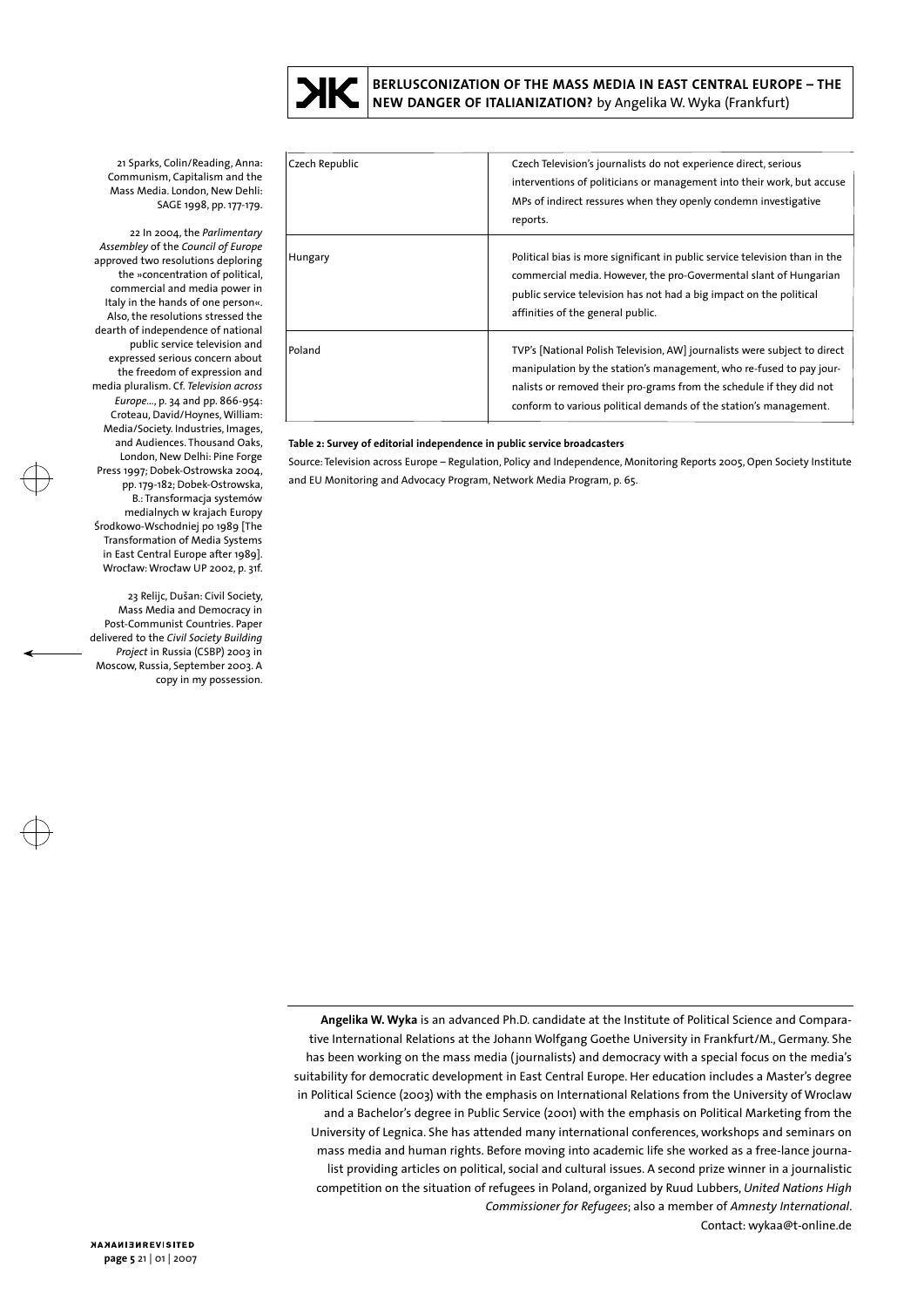| Czech Republic | Czech Television's journalists do not experience direct, serious interventions of politicians or management into their work, but accuse MPs of indirect ressures when they openly condemn investigative reports. |
|---|---|
| Hungary | Political bias is more significant in public service television than in the commercial media. However, the pro-Govermental slant of Hungarian public service television has not had a big impact on the political affinities of the general public. |
| Poland | TVP's [National Polish Television, AW] journalists were subject to direct manipulation by the station's management, who re-fused to pay journalists or removed their pro-grams from the schedule if they did not conform to various political demands of the station's management. |

**Table 2: Survey of editorial independence in public service broadcasters**

Source: Television across Europe – Regulation, Policy and Independence, Monitoring Reports 2005, Open Society Institute and EU Monitoring and Advocacy Program, Network Media Program, p. 65.

21 Sparks, Colin/Reading, Anna: Communism, Capitalism and the Mass Media. London, New Dehli: SAGE 1998, pp. 177-179.

22 In 2004, the *Parlimentary Assembley* of the *Council of Europe* approved two resolutions deploring the »concentration of political, commercial and media power in Italy in the hands of one person«. Also, the resolutions stressed the dearth of independence of national public service television and expressed serious concern about the freedom of expression and media pluralism. Cf. *Television across Europe*..., p. 34 and pp. 866-954: Croteau, David/Hoynes, William: Media/Society. Industries, Images, and Audiences. Thousand Oaks, London, New Delhi: Pine Forge Press 1997; Dobek-Ostrowska 2004, pp. 179-182; Dobek-Ostrowska, B.: Transformacja systemów medialnych w krajach Europy Środkowo-Wschodniej po 1989 [The Transformation of Media Systems in East Central Europe after 1989]. Wrocław: Wrocław UP 2002, p. 31f.

23 Relijc, Dušan: Civil Society, Mass Media and Democracy in Post-Communist Countries. Paper delivered to the *Civil Society Building Project* in Russia (CSBP) 2003 in Moscow, Russia, September 2003. A copy in my possession.

**Angelika W. Wyka** is an advanced Ph.D. candidate at the Institute of Political Science and Comparative International Relations at the Johann Wolfgang Goethe University in Frankfurt/M., Germany. She has been working on the mass media (journalists) and democracy with a special focus on the media's suitability for democratic development in East Central Europe. Her education includes a Master's degree in Political Science (2003) with the emphasis on International Relations from the University of Wroclaw and a Bachelor's degree in Public Service (2001) with the emphasis on Political Marketing from the University of Legnica. She has attended many international conferences, workshops and seminars on mass media and human rights. Before moving into academic life she worked as a free-lance journalist providing articles on political, social and cultural issues. A second prize winner in a journalistic competition on the situation of refugees in Poland, organized by Ruud Lubbers, *United Nations High Commissioner for Refugees*; also a member of *Amnesty International*.
Contact: wykaa@t-online.de